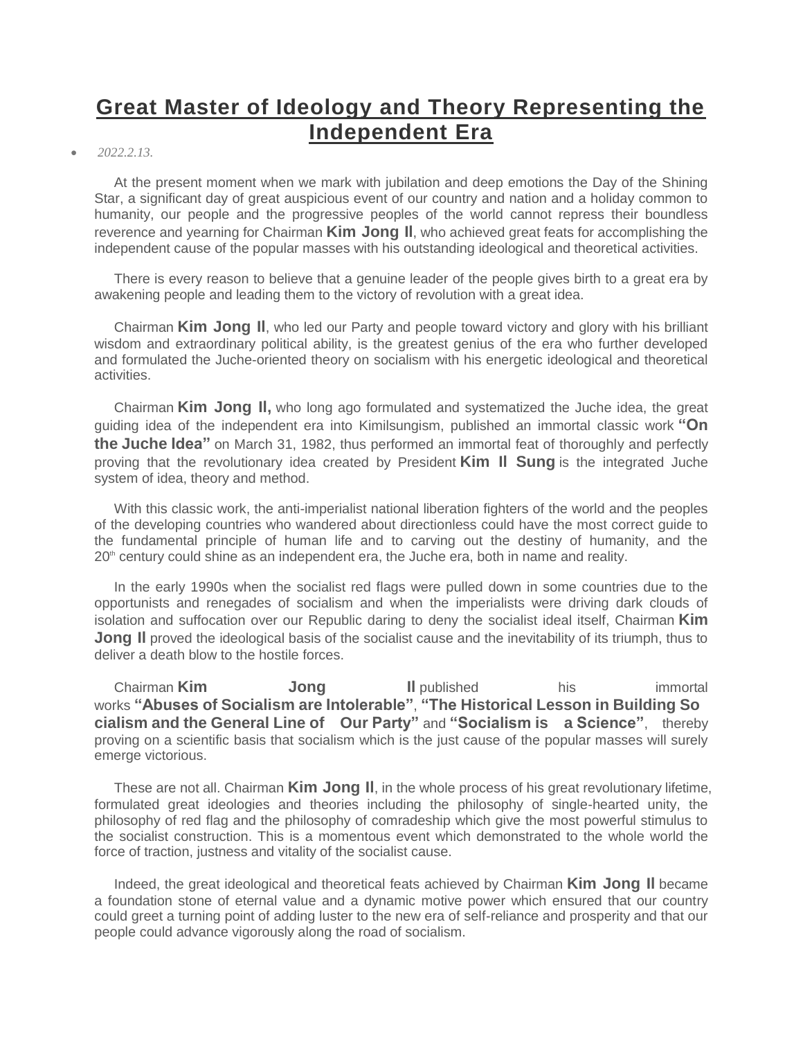# Great Master of Ideology and Theory Representing the Independent Era

- *2022.2.13.*

At the present moment when we mark with jubilation and deep emotions the Day of the Shining Star, a significant day of great auspicious event of our country and nation and a holiday common to humanity, our people and the progressive peoples of the world cannot repress their boundless reverence and yearning for Chairman **Kim Jong Il**, who achieved great feats for accomplishing the independent cause of the popular masses with his outstanding ideological and theoretical activities.

There is every reason to believe that a genuine leader of the people gives birth to a great era by awakening people and leading them to the victory of revolution with a great idea.

Chairman **Kim Jong Il**, who led our Party and people toward victory and glory with his brilliant wisdom and extraordinary political ability, is the greatest genius of the era who further developed and formulated the Juche-oriented theory on socialism with his energetic ideological and theoretical activities.

Chairman **Kim Jong Il,** who long ago formulated and systematized the Juche idea, the great guiding idea of the independent era into Kimilsungism, published an immortal classic work **"On the Juche Idea"** on March 31, 1982, thus performed an immortal feat of thoroughly and perfectly proving that the revolutionary idea created by President **Kim Il Sung** is the integrated Juche system of idea, theory and method.

With this classic work, the anti-imperialist national liberation fighters of the world and the peoples of the developing countries who wandered about directionless could have the most correct guide to the fundamental principle of human life and to carving out the destiny of humanity, and the 20th century could shine as an independent era, the Juche era, both in name and reality.

In the early 1990s when the socialist red flags were pulled down in some countries due to the opportunists and renegades of socialism and when the imperialists were driving dark clouds of isolation and suffocation over our Republic daring to deny the socialist ideal itself, Chairman **Kim Jong Il** proved the ideological basis of the socialist cause and the inevitability of its triumph, thus to deliver a death blow to the hostile forces.

Chairman **Kim Jong Il** published his immortal works **"Abuses of Socialism are Intolerable"**, **"The Historical Lesson in Building Socialism and the General Line of Our Party"** and **"Socialism is a Science"**, thereby proving on a scientific basis that socialism which is the just cause of the popular masses will surely emerge victorious.

These are not all. Chairman **Kim Jong Il**, in the whole process of his great revolutionary lifetime, formulated great ideologies and theories including the philosophy of single-hearted unity, the philosophy of red flag and the philosophy of comradeship which give the most powerful stimulus to the socialist construction. This is a momentous event which demonstrated to the whole world the force of traction, justness and vitality of the socialist cause.

Indeed, the great ideological and theoretical feats achieved by Chairman **Kim Jong Il** became a foundation stone of eternal value and a dynamic motive power which ensured that our country could greet a turning point of adding luster to the new era of self-reliance and prosperity and that our people could advance vigorously along the road of socialism.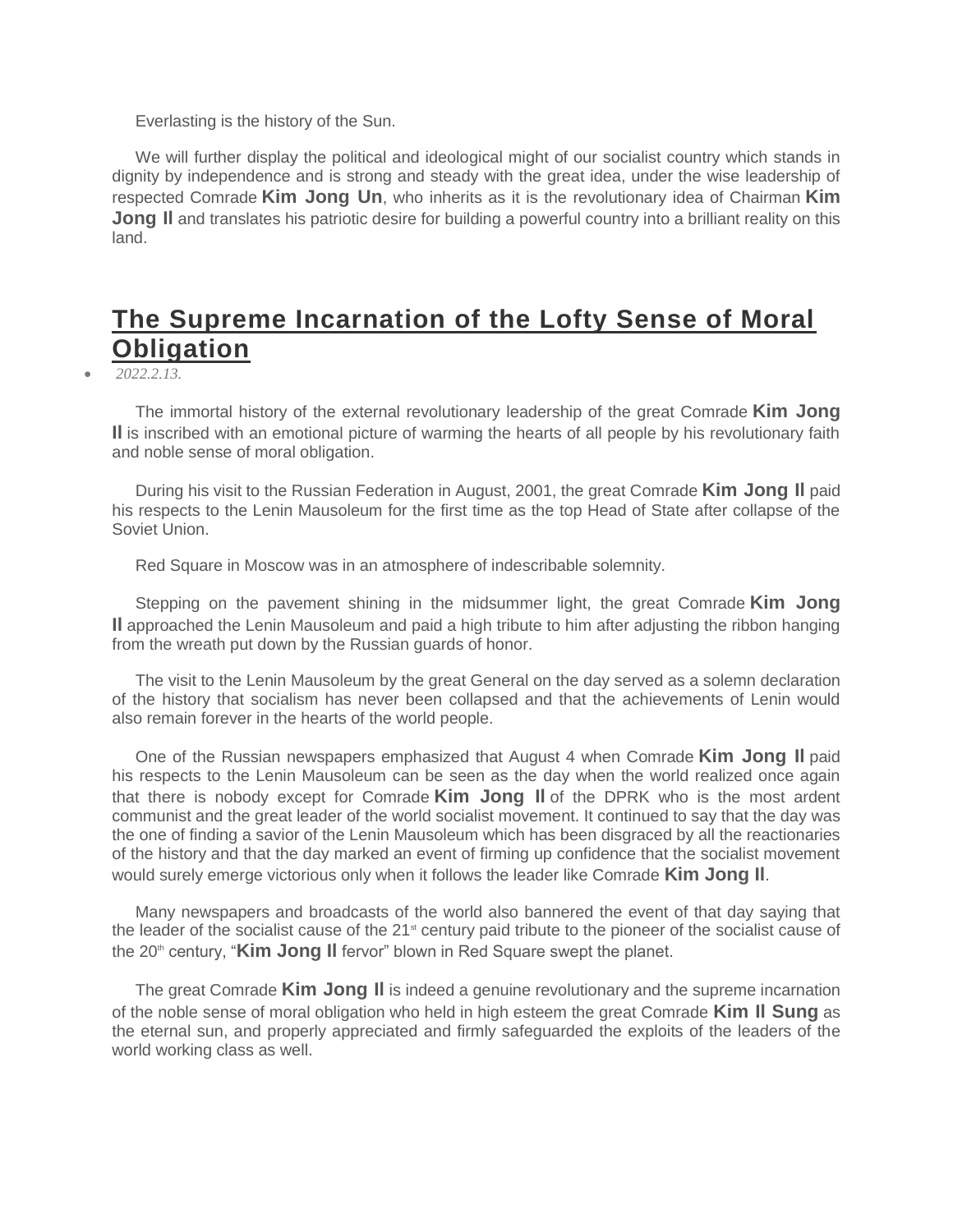Everlasting is the history of the Sun.

We will further display the political and ideological might of our socialist country which stands in dignity by independence and is strong and steady with the great idea, under the wise leadership of respected Comrade **Kim Jong Un**, who inherits as it is the revolutionary idea of Chairman **Kim Jong Il** and translates his patriotic desire for building a powerful country into a brilliant reality on this land.

## The Supreme Incarnation of the Lofty Sense of Moral Obligation

- *2022.2.13.*

The immortal history of the external revolutionary leadership of the great Comrade **Kim Jong Il** is inscribed with an emotional picture of warming the hearts of all people by his revolutionary faith and noble sense of moral obligation.

During his visit to the Russian Federation in August, 2001, the great Comrade **Kim Jong Il** paid his respects to the Lenin Mausoleum for the first time as the top Head of State after collapse of the Soviet Union.

Red Square in Moscow was in an atmosphere of indescribable solemnity.

Stepping on the pavement shining in the midsummer light, the great Comrade **Kim Jong Il** approached the Lenin Mausoleum and paid a high tribute to him after adjusting the ribbon hanging from the wreath put down by the Russian guards of honor.

The visit to the Lenin Mausoleum by the great General on the day served as a solemn declaration of the history that socialism has never been collapsed and that the achievements of Lenin would also remain forever in the hearts of the world people.

One of the Russian newspapers emphasized that August 4 when Comrade **Kim Jong Il** paid his respects to the Lenin Mausoleum can be seen as the day when the world realized once again that there is nobody except for Comrade **Kim Jong Il** of the DPRK who is the most ardent communist and the great leader of the world socialist movement. It continued to say that the day was the one of finding a savior of the Lenin Mausoleum which has been disgraced by all the reactionaries of the history and that the day marked an event of firming up confidence that the socialist movement would surely emerge victorious only when it follows the leader like Comrade **Kim Jong Il**.

Many newspapers and broadcasts of the world also bannered the event of that day saying that the leader of the socialist cause of the 21st century paid tribute to the pioneer of the socialist cause of the 20th century, "**Kim Jong Il** fervor" blown in Red Square swept the planet.

The great Comrade **Kim Jong Il** is indeed a genuine revolutionary and the supreme incarnation of the noble sense of moral obligation who held in high esteem the great Comrade **Kim Il Sung** as the eternal sun, and properly appreciated and firmly safeguarded the exploits of the leaders of the world working class as well.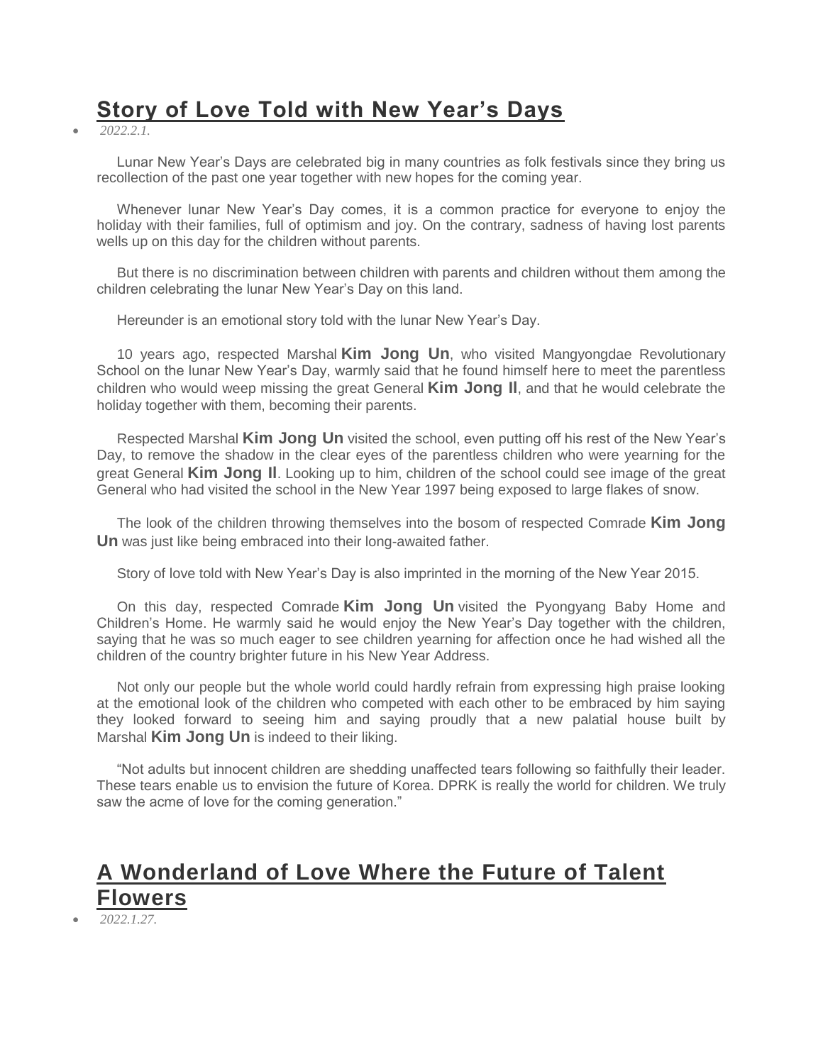## Story of Love Told with New Year's Days

- *2022.2.1.*

Lunar New Year's Days are celebrated big in many countries as folk festivals since they bring us recollection of the past one year together with new hopes for the coming year.

Whenever lunar New Year's Day comes, it is a common practice for everyone to enjoy the holiday with their families, full of optimism and joy. On the contrary, sadness of having lost parents wells up on this day for the children without parents.

But there is no discrimination between children with parents and children without them among the children celebrating the lunar New Year's Day on this land.

Hereunder is an emotional story told with the lunar New Year's Day.

10 years ago, respected Marshal **Kim Jong Un**, who visited Mangyongdae Revolutionary School on the lunar New Year's Day, warmly said that he found himself here to meet the parentless children who would weep missing the great General **Kim Jong Il**, and that he would celebrate the holiday together with them, becoming their parents.

Respected Marshal **Kim Jong Un** visited the school, even putting off his rest of the New Year's Day, to remove the shadow in the clear eyes of the parentless children who were yearning for the great General **Kim Jong Il**. Looking up to him, children of the school could see image of the great General who had visited the school in the New Year 1997 being exposed to large flakes of snow.

The look of the children throwing themselves into the bosom of respected Comrade **Kim Jong Un** was just like being embraced into their long-awaited father.

Story of love told with New Year's Day is also imprinted in the morning of the New Year 2015.

On this day, respected Comrade **Kim Jong Un** visited the Pyongyang Baby Home and Children's Home. He warmly said he would enjoy the New Year's Day together with the children, saying that he was so much eager to see children yearning for affection once he had wished all the children of the country brighter future in his New Year Address.

Not only our people but the whole world could hardly refrain from expressing high praise looking at the emotional look of the children who competed with each other to be embraced by him saying they looked forward to seeing him and saying proudly that a new palatial house built by Marshal **Kim Jong Un** is indeed to their liking.

"Not adults but innocent children are shedding unaffected tears following so faithfully their leader. These tears enable us to envision the future of Korea. DPRK is really the world for children. We truly saw the acme of love for the coming generation."

## A Wonderland of Love Where the Future of Talent Flowers

- *2022.1.27.*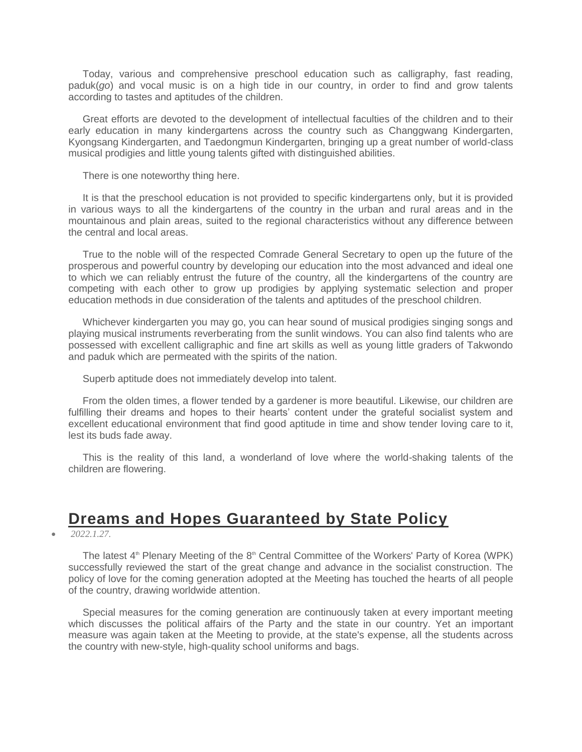Today, various and comprehensive preschool education such as calligraphy, fast reading, paduk(*go*) and vocal music is on a high tide in our country, in order to find and grow talents according to tastes and aptitudes of the children.

Great efforts are devoted to the development of intellectual faculties of the children and to their early education in many kindergartens across the country such as Changgwang Kindergarten, Kyongsang Kindergarten, and Taedongmun Kindergarten, bringing up a great number of world-class musical prodigies and little young talents gifted with distinguished abilities.

There is one noteworthy thing here.

It is that the preschool education is not provided to specific kindergartens only, but it is provided in various ways to all the kindergartens of the country in the urban and rural areas and in the mountainous and plain areas, suited to the regional characteristics without any difference between the central and local areas.

True to the noble will of the respected Comrade General Secretary to open up the future of the prosperous and powerful country by developing our education into the most advanced and ideal one to which we can reliably entrust the future of the country, all the kindergartens of the country are competing with each other to grow up prodigies by applying systematic selection and proper education methods in due consideration of the talents and aptitudes of the preschool children.

Whichever kindergarten you may go, you can hear sound of musical prodigies singing songs and playing musical instruments reverberating from the sunlit windows. You can also find talents who are possessed with excellent calligraphic and fine art skills as well as young little graders of Takwondo and paduk which are permeated with the spirits of the nation.

Superb aptitude does not immediately develop into talent.

From the olden times, a flower tended by a gardener is more beautiful. Likewise, our children are fulfilling their dreams and hopes to their hearts' content under the grateful socialist system and excellent educational environment that find good aptitude in time and show tender loving care to it, lest its buds fade away.

This is the reality of this land, a wonderland of love where the world-shaking talents of the children are flowering.

## Dreams and Hopes Guaranteed by State Policy

- *2022.1.27.*

The latest 4th Plenary Meeting of the 8th Central Committee of the Workers' Party of Korea (WPK) successfully reviewed the start of the great change and advance in the socialist construction. The policy of love for the coming generation adopted at the Meeting has touched the hearts of all people of the country, drawing worldwide attention.

Special measures for the coming generation are continuously taken at every important meeting which discusses the political affairs of the Party and the state in our country. Yet an important measure was again taken at the Meeting to provide, at the state's expense, all the students across the country with new-style, high-quality school uniforms and bags.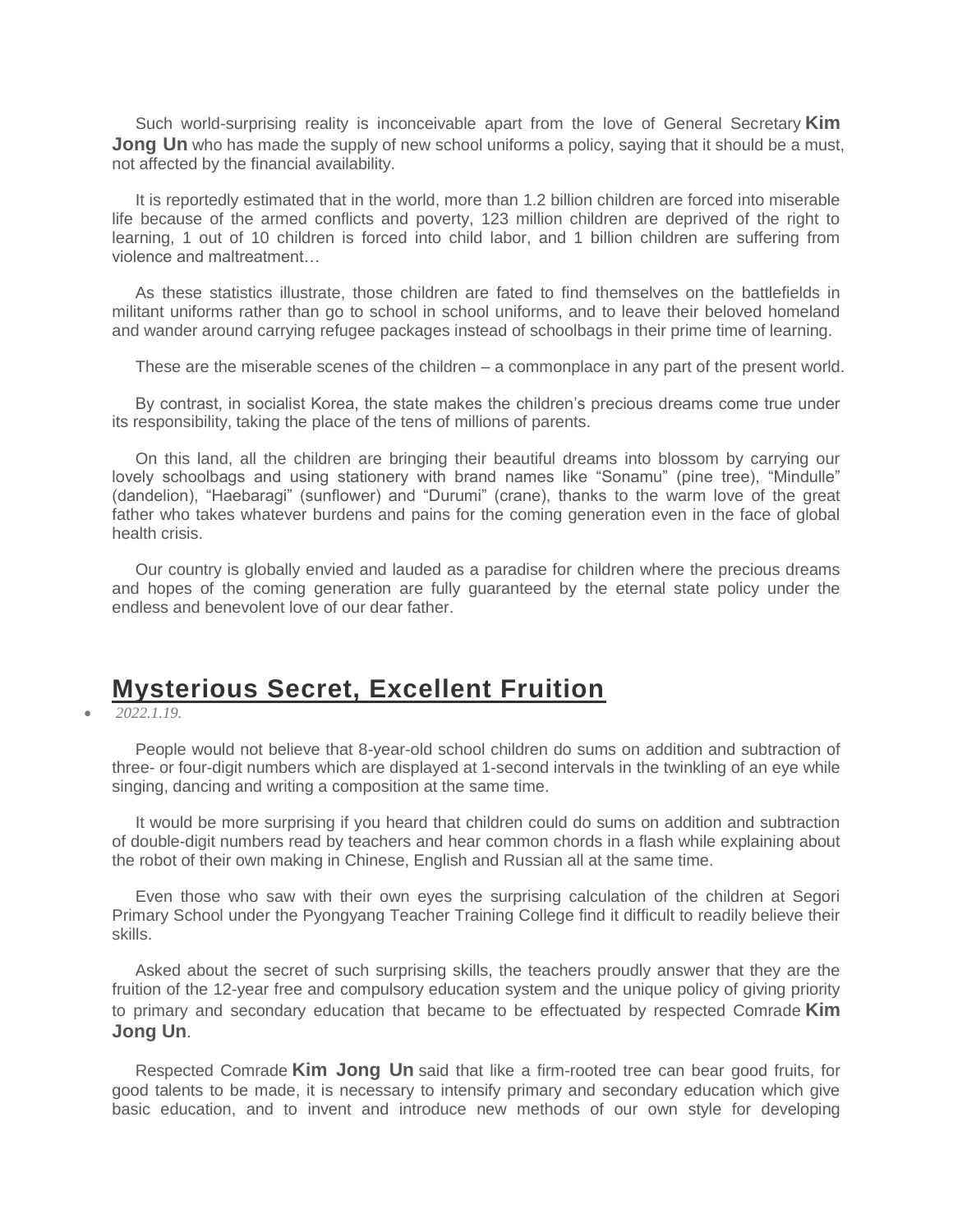Such world-surprising reality is inconceivable apart from the love of General Secretary **Kim Jong Un** who has made the supply of new school uniforms a policy, saying that it should be a must, not affected by the financial availability.

It is reportedly estimated that in the world, more than 1.2 billion children are forced into miserable life because of the armed conflicts and poverty, 123 million children are deprived of the right to learning, 1 out of 10 children is forced into child labor, and 1 billion children are suffering from violence and maltreatment…

As these statistics illustrate, those children are fated to find themselves on the battlefields in militant uniforms rather than go to school in school uniforms, and to leave their beloved homeland and wander around carrying refugee packages instead of schoolbags in their prime time of learning.

These are the miserable scenes of the children – a commonplace in any part of the present world.

By contrast, in socialist Korea, the state makes the children's precious dreams come true under its responsibility, taking the place of the tens of millions of parents.

On this land, all the children are bringing their beautiful dreams into blossom by carrying our lovely schoolbags and using stationery with brand names like "Sonamu" (pine tree), "Mindulle" (dandelion), "Haebaragi" (sunflower) and "Durumi" (crane), thanks to the warm love of the great father who takes whatever burdens and pains for the coming generation even in the face of global health crisis.

Our country is globally envied and lauded as a paradise for children where the precious dreams and hopes of the coming generation are fully guaranteed by the eternal state policy under the endless and benevolent love of our dear father.

## Mysterious Secret, Excellent Fruition

- *2022.1.19.*

People would not believe that 8-year-old school children do sums on addition and subtraction of three- or four-digit numbers which are displayed at 1-second intervals in the twinkling of an eye while singing, dancing and writing a composition at the same time.

It would be more surprising if you heard that children could do sums on addition and subtraction of double-digit numbers read by teachers and hear common chords in a flash while explaining about the robot of their own making in Chinese, English and Russian all at the same time.

Even those who saw with their own eyes the surprising calculation of the children at Segori Primary School under the Pyongyang Teacher Training College find it difficult to readily believe their skills.

Asked about the secret of such surprising skills, the teachers proudly answer that they are the fruition of the 12-year free and compulsory education system and the unique policy of giving priority to primary and secondary education that became to be effectuated by respected Comrade **Kim Jong Un**.

Respected Comrade **Kim Jong Un** said that like a firm-rooted tree can bear good fruits, for good talents to be made, it is necessary to intensify primary and secondary education which give basic education, and to invent and introduce new methods of our own style for developing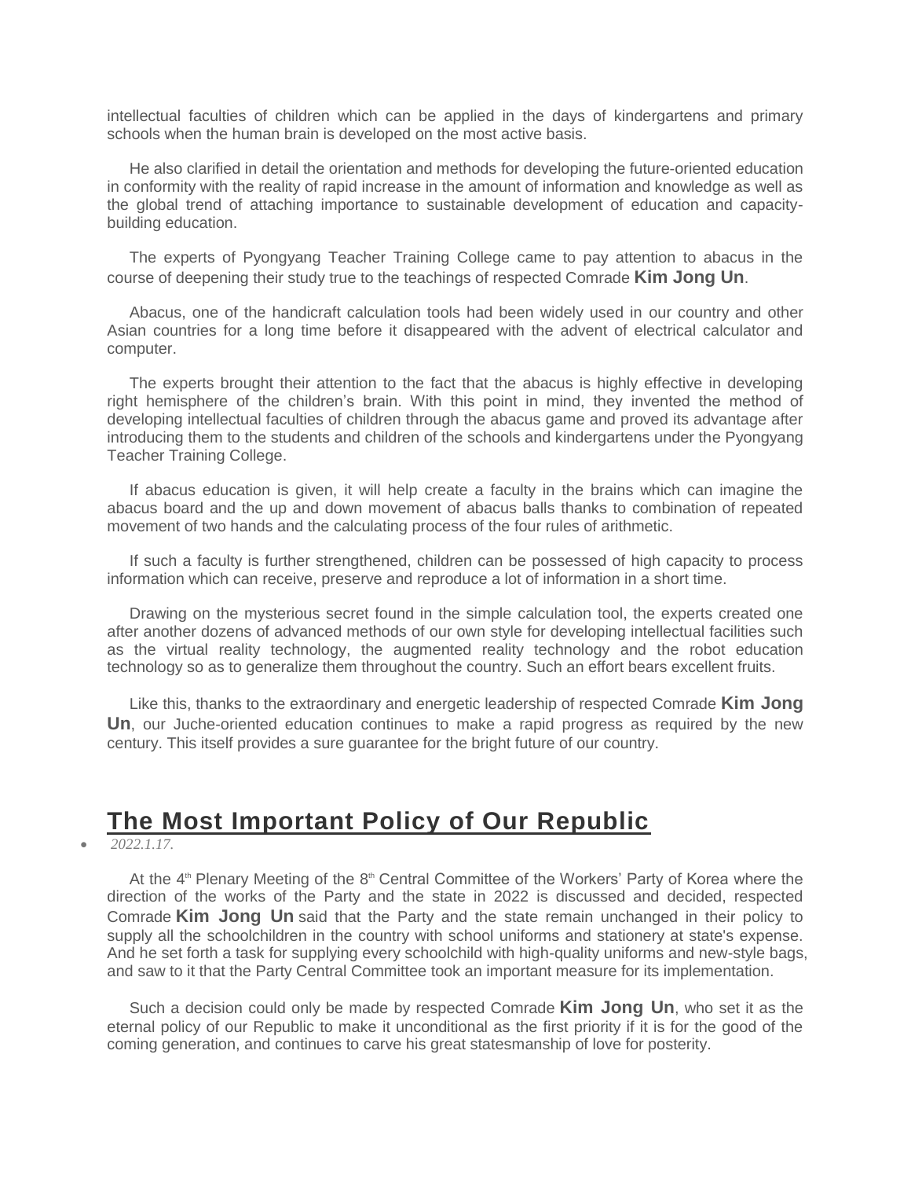intellectual faculties of children which can be applied in the days of kindergartens and primary schools when the human brain is developed on the most active basis.

He also clarified in detail the orientation and methods for developing the future-oriented education in conformity with the reality of rapid increase in the amount of information and knowledge as well as the global trend of attaching importance to sustainable development of education and capacity-building education.

The experts of Pyongyang Teacher Training College came to pay attention to abacus in the course of deepening their study true to the teachings of respected Comrade **Kim Jong Un**.

Abacus, one of the handicraft calculation tools had been widely used in our country and other Asian countries for a long time before it disappeared with the advent of electrical calculator and computer.

The experts brought their attention to the fact that the abacus is highly effective in developing right hemisphere of the children's brain. With this point in mind, they invented the method of developing intellectual faculties of children through the abacus game and proved its advantage after introducing them to the students and children of the schools and kindergartens under the Pyongyang Teacher Training College.

If abacus education is given, it will help create a faculty in the brains which can imagine the abacus board and the up and down movement of abacus balls thanks to combination of repeated movement of two hands and the calculating process of the four rules of arithmetic.

If such a faculty is further strengthened, children can be possessed of high capacity to process information which can receive, preserve and reproduce a lot of information in a short time.

Drawing on the mysterious secret found in the simple calculation tool, the experts created one after another dozens of advanced methods of our own style for developing intellectual facilities such as the virtual reality technology, the augmented reality technology and the robot education technology so as to generalize them throughout the country. Such an effort bears excellent fruits.

Like this, thanks to the extraordinary and energetic leadership of respected Comrade **Kim Jong Un**, our Juche-oriented education continues to make a rapid progress as required by the new century. This itself provides a sure guarantee for the bright future of our country.

## The Most Important Policy of Our Republic

- *2022.1.17.*

At the 4th Plenary Meeting of the 8th Central Committee of the Workers' Party of Korea where the direction of the works of the Party and the state in 2022 is discussed and decided, respected Comrade **Kim Jong Un** said that the Party and the state remain unchanged in their policy to supply all the schoolchildren in the country with school uniforms and stationery at state's expense. And he set forth a task for supplying every schoolchild with high-quality uniforms and new-style bags, and saw to it that the Party Central Committee took an important measure for its implementation.

Such a decision could only be made by respected Comrade **Kim Jong Un**, who set it as the eternal policy of our Republic to make it unconditional as the first priority if it is for the good of the coming generation, and continues to carve his great statesmanship of love for posterity.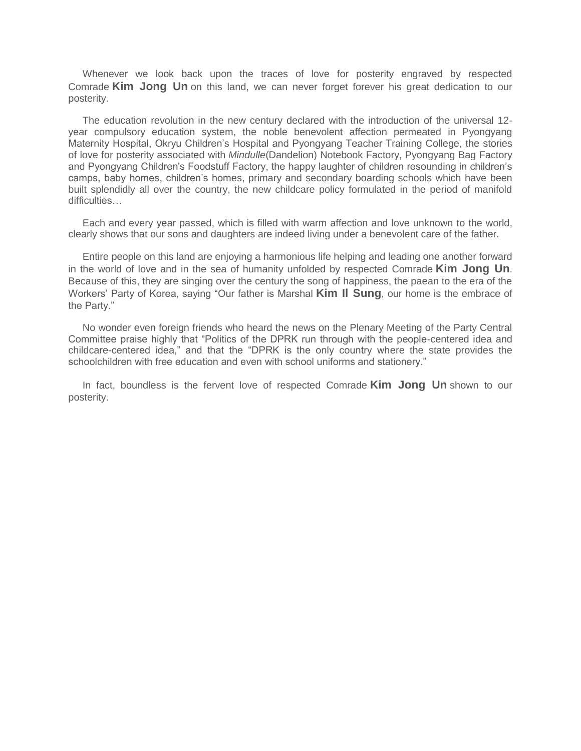Whenever we look back upon the traces of love for posterity engraved by respected Comrade **Kim Jong Un** on this land, we can never forget forever his great dedication to our posterity.

The education revolution in the new century declared with the introduction of the universal 12-year compulsory education system, the noble benevolent affection permeated in Pyongyang Maternity Hospital, Okryu Children's Hospital and Pyongyang Teacher Training College, the stories of love for posterity associated with *Mindulle*(Dandelion) Notebook Factory, Pyongyang Bag Factory and Pyongyang Children's Foodstuff Factory, the happy laughter of children resounding in children's camps, baby homes, children's homes, primary and secondary boarding schools which have been built splendidly all over the country, the new childcare policy formulated in the period of manifold difficulties…

Each and every year passed, which is filled with warm affection and love unknown to the world, clearly shows that our sons and daughters are indeed living under a benevolent care of the father.

Entire people on this land are enjoying a harmonious life helping and leading one another forward in the world of love and in the sea of humanity unfolded by respected Comrade **Kim Jong Un**. Because of this, they are singing over the century the song of happiness, the paean to the era of the Workers' Party of Korea, saying "Our father is Marshal **Kim Il Sung**, our home is the embrace of the Party."

No wonder even foreign friends who heard the news on the Plenary Meeting of the Party Central Committee praise highly that "Politics of the DPRK run through with the people-centered idea and childcare-centered idea," and that the "DPRK is the only country where the state provides the schoolchildren with free education and even with school uniforms and stationery."

In fact, boundless is the fervent love of respected Comrade **Kim Jong Un** shown to our posterity.